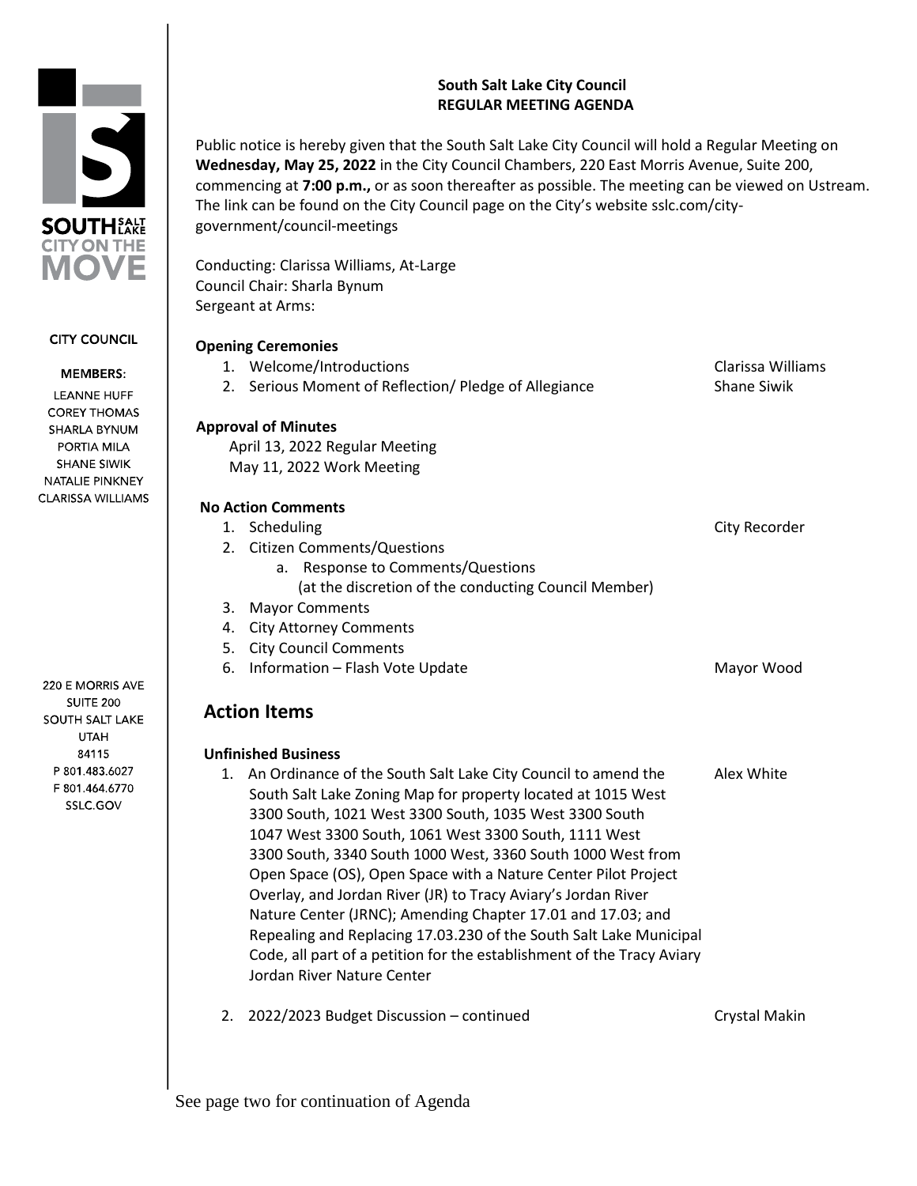SOUTH SALT LAKE
CITY ON THE MOVE

**CITY COUNCIL**

**MEMBERS:**

LEANNE HUFF
COREY THOMAS
SHARLA BYNUM
PORTIA MILA
SHANE SIWIK
NATALIE PINKNEY
CLARISSA WILLIAMS

220 E MORRIS AVE
SUITE 200
SOUTH SALT LAKE
UTAH
84115
P 801.483.6027
F 801.464.6770
SSLC.GOV

**South Salt Lake City Council**
**REGULAR MEETING AGENDA**

Public notice is hereby given that the South Salt Lake City Council will hold a Regular Meeting on **Wednesday, May 25, 2022** in the City Council Chambers, 220 East Morris Avenue, Suite 200, commencing at **7:00 p.m.,** or as soon thereafter as possible. The meeting can be viewed on Ustream. The link can be found on the City Council page on the City's website sslc.com/city-government/council-meetings

Conducting: Clarissa Williams, At-Large
Council Chair: Sharla Bynum
Sergeant at Arms:

**Opening Ceremonies**

1. Welcome/Introductions — Clarissa Williams
2. Serious Moment of Reflection/ Pledge of Allegiance — Shane Siwik

**Approval of Minutes**

April 13, 2022 Regular Meeting
May 11, 2022 Work Meeting

**No Action Comments**

1. Scheduling — City Recorder
2. Citizen Comments/Questions
   a. Response to Comments/Questions
      (at the discretion of the conducting Council Member)
3. Mayor Comments
4. City Attorney Comments
5. City Council Comments
6. Information – Flash Vote Update — Mayor Wood

## Action Items

**Unfinished Business**

1. An Ordinance of the South Salt Lake City Council to amend the South Salt Lake Zoning Map for property located at 1015 West 3300 South, 1021 West 3300 South, 1035 West 3300 South 1047 West 3300 South, 1061 West 3300 South, 1111 West 3300 South, 3340 South 1000 West, 3360 South 1000 West from Open Space (OS), Open Space with a Nature Center Pilot Project Overlay, and Jordan River (JR) to Tracy Aviary's Jordan River Nature Center (JRNC); Amending Chapter 17.01 and 17.03; and Repealing and Replacing 17.03.230 of the South Salt Lake Municipal Code, all part of a petition for the establishment of the Tracy Aviary Jordan River Nature Center — Alex White

2. 2022/2023 Budget Discussion – continued — Crystal Makin

See page two for continuation of Agenda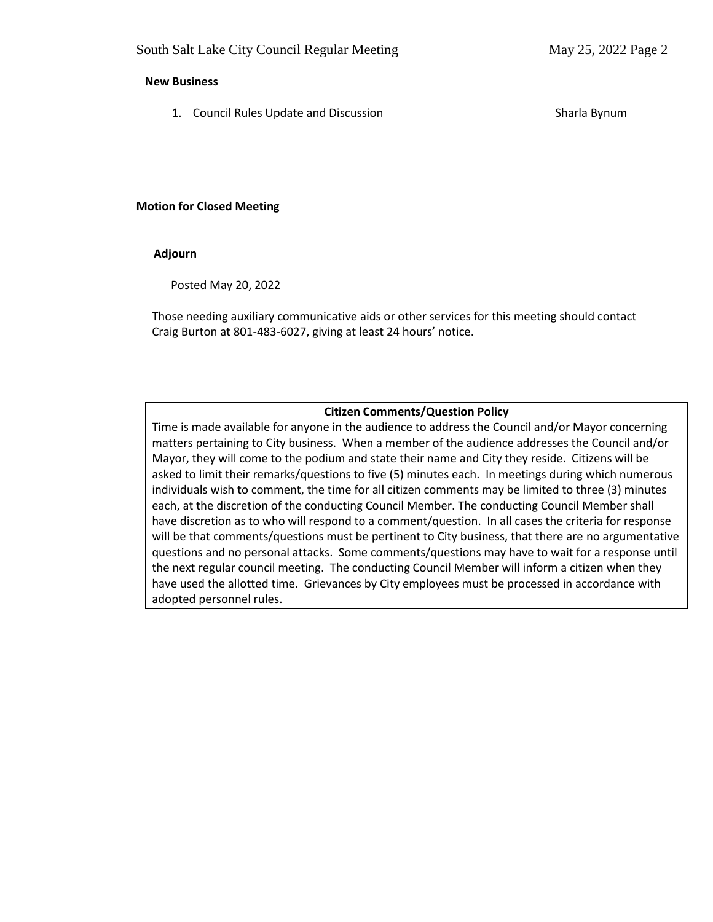**New Business**

1. Council Rules Update and Discussion — Sharla Bynum

**Motion for Closed Meeting**

**Adjourn**

Posted May 20, 2022

Those needing auxiliary communicative aids or other services for this meeting should contact Craig Burton at 801-483-6027, giving at least 24 hours' notice.

**Citizen Comments/Question Policy**

Time is made available for anyone in the audience to address the Council and/or Mayor concerning matters pertaining to City business. When a member of the audience addresses the Council and/or Mayor, they will come to the podium and state their name and City they reside. Citizens will be asked to limit their remarks/questions to five (5) minutes each. In meetings during which numerous individuals wish to comment, the time for all citizen comments may be limited to three (3) minutes each, at the discretion of the conducting Council Member. The conducting Council Member shall have discretion as to who will respond to a comment/question. In all cases the criteria for response will be that comments/questions must be pertinent to City business, that there are no argumentative questions and no personal attacks. Some comments/questions may have to wait for a response until the next regular council meeting. The conducting Council Member will inform a citizen when they have used the allotted time. Grievances by City employees must be processed in accordance with adopted personnel rules.